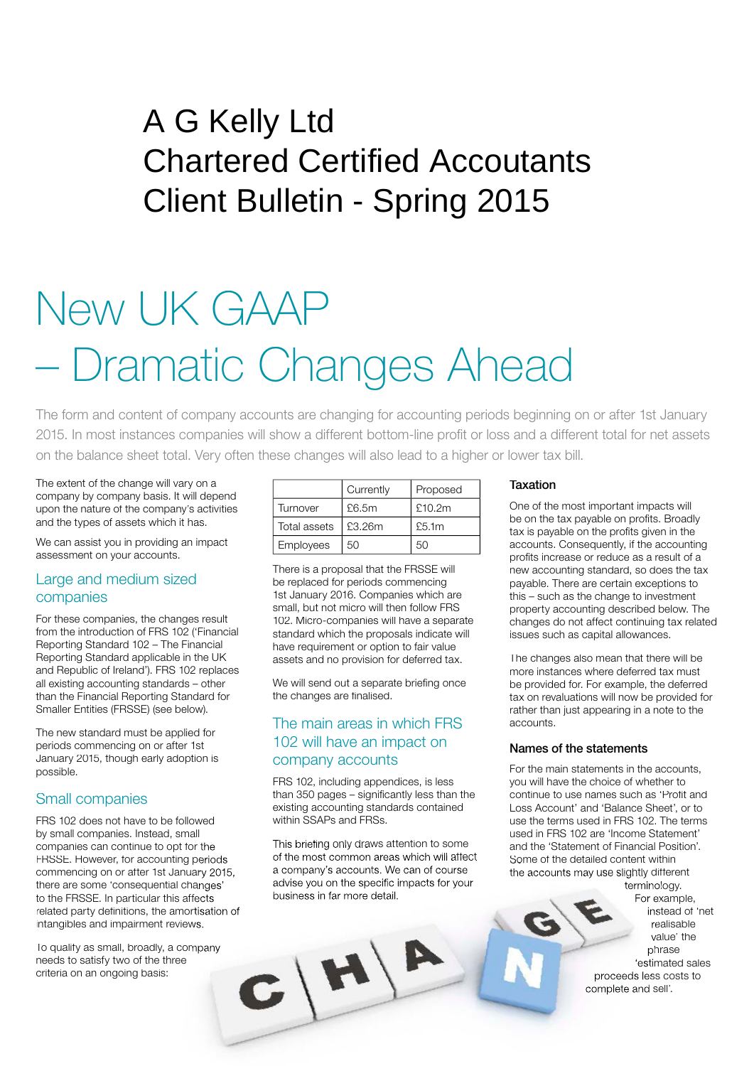# A G Kelly Ltd
# Chartered Certified Accountants
# Client Bulletin - Spring 2015

# New UK GAAP – Dramatic Changes Ahead

The form and content of company accounts are changing for accounting periods beginning on or after 1st January 2015. In most instances companies will show a different bottom-line profit or loss and a different total for net assets on the balance sheet total. Very often these changes will also lead to a higher or lower tax bill.

The extent of the change will vary on a company by company basis. It will depend upon the nature of the company's activities and the types of assets which it has.

We can assist you in providing an impact assessment on your accounts.

## Large and medium sized companies

For these companies, the changes result from the introduction of FRS 102 ('Financial Reporting Standard 102 – The Financial Reporting Standard applicable in the UK and Republic of Ireland'). FRS 102 replaces all existing accounting standards – other than the Financial Reporting Standard for Smaller Entities (FRSSE) (see below).

The new standard must be applied for periods commencing on or after 1st January 2015, though early adoption is possible.

## Small companies

FRS 102 does not have to be followed by small companies. Instead, small companies can continue to opt for the FRSSE. However, for accounting periods commencing on or after 1st January 2015, there are some 'consequential changes' to the FRSSE. In particular this affects related party definitions, the amortisation of intangibles and impairment reviews.

To qualify as small, broadly, a company needs to satisfy two of the three criteria on an ongoing basis:

| | Currently | Proposed |
|---|---|---|
| Turnover | £6.5m | £10.2m |
| Total assets | £3.26m | £5.1m |
| Employees | 50 | 50 |

There is a proposal that the FRSSE will be replaced for periods commencing 1st January 2016. Companies which are small, but not micro will then follow FRS 102. Micro-companies will have a separate standard which the proposals indicate will have requirement or option to fair value assets and no provision for deferred tax.

We will send out a separate briefing once the changes are finalised.

## The main areas in which FRS 102 will have an impact on company accounts

FRS 102, including appendices, is less than 350 pages – significantly less than the existing accounting standards contained within SSAPs and FRSs.

This briefing only draws attention to some of the most common areas which will affect a company's accounts. We can of course advise you on the specific impacts for your business in far more detail.

### Taxation

One of the most important impacts will be on the tax payable on profits. Broadly tax is payable on the profits given in the accounts. Consequently, if the accounting profits increase or reduce as a result of a new accounting standard, so does the tax payable. There are certain exceptions to this – such as the change to investment property accounting described below. The changes do not affect continuing tax related issues such as capital allowances.

The changes also mean that there will be more instances where deferred tax must be provided for. For example, the deferred tax on revaluations will now be provided for rather than just appearing in a note to the accounts.

### Names of the statements

For the main statements in the accounts, you will have the choice of whether to continue to use names such as 'Profit and Loss Account' and 'Balance Sheet', or to use the terms used in FRS 102. The terms used in FRS 102 are 'Income Statement' and the 'Statement of Financial Position'. Some of the detailed content within the accounts may use slightly different terminology. For example, instead of 'net realisable value' the phrase 'estimated sales proceeds less costs to complete and sell'.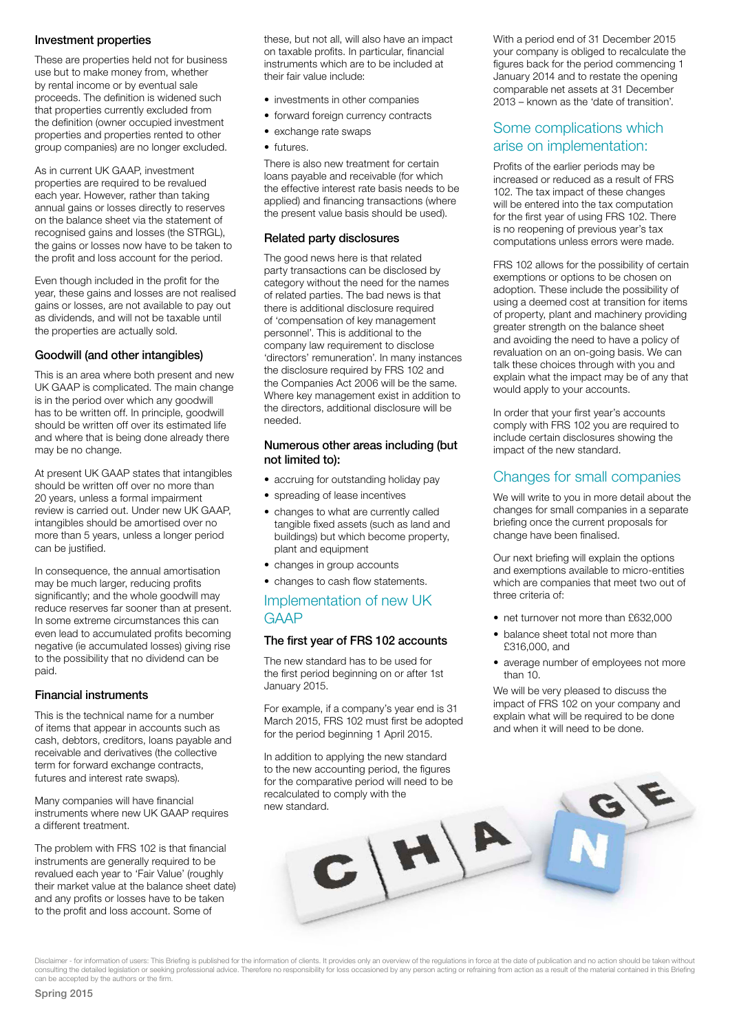### Investment properties

These are properties held not for business use but to make money from, whether by rental income or by eventual sale proceeds. The definition is widened such that properties currently excluded from the definition (owner occupied investment properties and properties rented to other group companies) are no longer excluded.

As in current UK GAAP, investment properties are required to be revalued each year. However, rather than taking annual gains or losses directly to reserves on the balance sheet via the statement of recognised gains and losses (the STRGL), the gains or losses now have to be taken to the profit and loss account for the period.

Even though included in the profit for the year, these gains and losses are not realised gains or losses, are not available to pay out as dividends, and will not be taxable until the properties are actually sold.

### Goodwill (and other intangibles)

This is an area where both present and new UK GAAP is complicated. The main change is in the period over which any goodwill has to be written off. In principle, goodwill should be written off over its estimated life and where that is being done already there may be no change.

At present UK GAAP states that intangibles should be written off over no more than 20 years, unless a formal impairment review is carried out. Under new UK GAAP, intangibles should be amortised over no more than 5 years, unless a longer period can be justified.

In consequence, the annual amortisation may be much larger, reducing profits significantly; and the whole goodwill may reduce reserves far sooner than at present. In some extreme circumstances this can even lead to accumulated profits becoming negative (ie accumulated losses) giving rise to the possibility that no dividend can be paid.

### Financial instruments

This is the technical name for a number of items that appear in accounts such as cash, debtors, creditors, loans payable and receivable and derivatives (the collective term for forward exchange contracts, futures and interest rate swaps).

Many companies will have financial instruments where new UK GAAP requires a different treatment.

The problem with FRS 102 is that financial instruments are generally required to be revalued each year to 'Fair Value' (roughly their market value at the balance sheet date) and any profits or losses have to be taken to the profit and loss account. Some of these, but not all, will also have an impact on taxable profits. In particular, financial instruments which are to be included at their fair value include:

- investments in other companies
- forward foreign currency contracts
- exchange rate swaps
- futures.

There is also new treatment for certain loans payable and receivable (for which the effective interest rate basis needs to be applied) and financing transactions (where the present value basis should be used).

### Related party disclosures

The good news here is that related party transactions can be disclosed by category without the need for the names of related parties. The bad news is that there is additional disclosure required of 'compensation of key management personnel'. This is additional to the company law requirement to disclose 'directors' remuneration'. In many instances the disclosure required by FRS 102 and the Companies Act 2006 will be the same. Where key management exist in addition to the directors, additional disclosure will be needed.

### Numerous other areas including (but not limited to):

- accruing for outstanding holiday pay
- spreading of lease incentives
- changes to what are currently called tangible fixed assets (such as land and buildings) but which become property, plant and equipment
- changes in group accounts
- changes to cash flow statements.

## Implementation of new UK GAAP

### The first year of FRS 102 accounts

The new standard has to be used for the first period beginning on or after 1st January 2015.

For example, if a company's year end is 31 March 2015, FRS 102 must first be adopted for the period beginning 1 April 2015.

In addition to applying the new standard to the new accounting period, the figures for the comparative period will need to be recalculated to comply with the new standard.

With a period end of 31 December 2015 your company is obliged to recalculate the figures back for the period commencing 1 January 2014 and to restate the opening comparable net assets at 31 December 2013 – known as the 'date of transition'.

## Some complications which arise on implementation:

Profits of the earlier periods may be increased or reduced as a result of FRS 102. The tax impact of these changes will be entered into the tax computation for the first year of using FRS 102. There is no reopening of previous year's tax computations unless errors were made.

FRS 102 allows for the possibility of certain exemptions or options to be chosen on adoption. These include the possibility of using a deemed cost at transition for items of property, plant and machinery providing greater strength on the balance sheet and avoiding the need to have a policy of revaluation on an on-going basis. We can talk these choices through with you and explain what the impact may be of any that would apply to your accounts.

In order that your first year's accounts comply with FRS 102 you are required to include certain disclosures showing the impact of the new standard.

## Changes for small companies

We will write to you in more detail about the changes for small companies in a separate briefing once the current proposals for change have been finalised.

Our next briefing will explain the options and exemptions available to micro-entities which are companies that meet two out of three criteria of:

- net turnover not more than £632,000
- balance sheet total not more than £316,000, and
- average number of employees not more than 10.

We will be very pleased to discuss the impact of FRS 102 on your company and explain what will be required to be done and when it will need to be done.

Disclaimer - for information of users: This Briefing is published for the information of clients. It provides only an overview of the regulations in force at the date of publication and no action should be taken without consulting the detailed legislation or seeking professional advice. Therefore no responsibility for loss occasioned by any person acting or refraining from action as a result of the material contained in this Briefing can be accepted by the authors or the firm.

Spring 2015